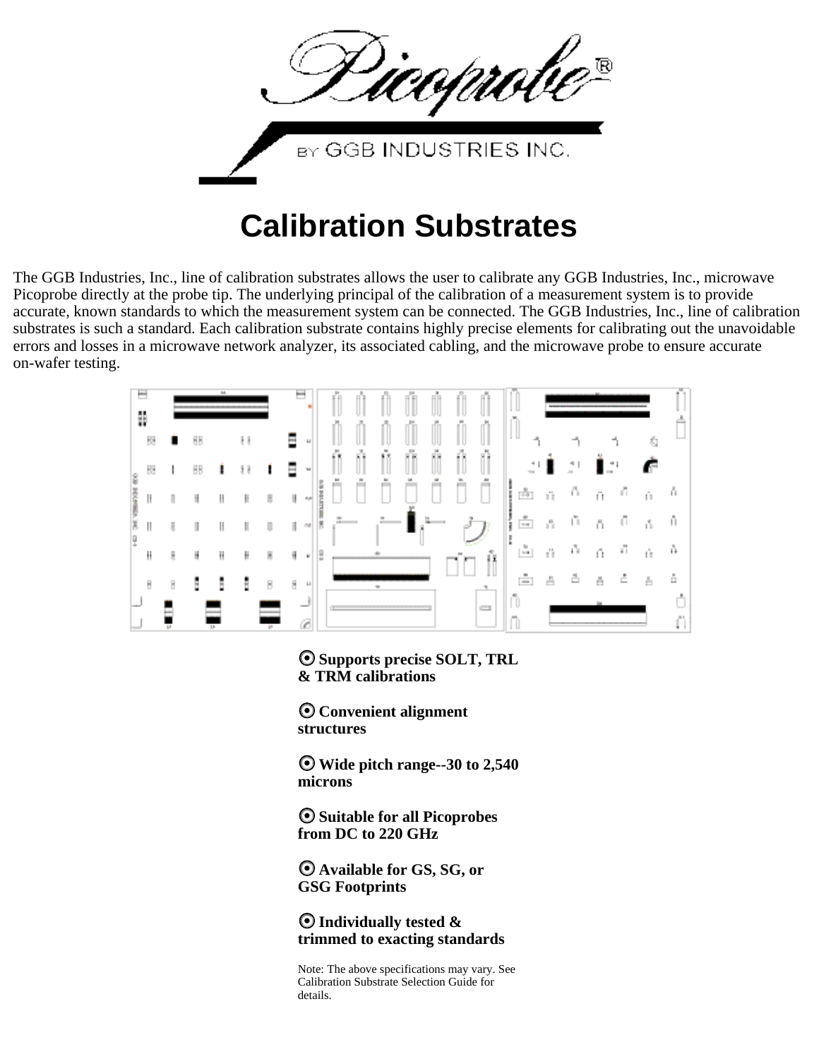# Calibration Substrates

The GGB Industries, Inc., line of calibration substrates allows the user to calibrate any GGB Industries, Inc., microwave Picoprobe directly at the probe tip. The underlying principal of the calibration of a measurement system is to provide accurate, known standards to which the measurement system can be connected. The GGB Industries, Inc., line of calibration substrates is such a standard. Each calibration substrate contains highly precise elements for calibrating out the unavoidable errors and losses in a microwave network analyzer, its associated cabling, and the microwave probe to ensure accurate on-wafer testing.

- **Supports precise SOLT, TRL & TRM calibrations**
- **Convenient alignment structures**
- **Wide pitch range--30 to 2,540 microns**
- **Suitable for all Picoprobes from DC to 220 GHz**
- **Available for GS, SG, or GSG Footprints**
- **Individually tested & trimmed to exacting standards**

Note: The above specifications may vary. See Calibration Substrate Selection Guide for details.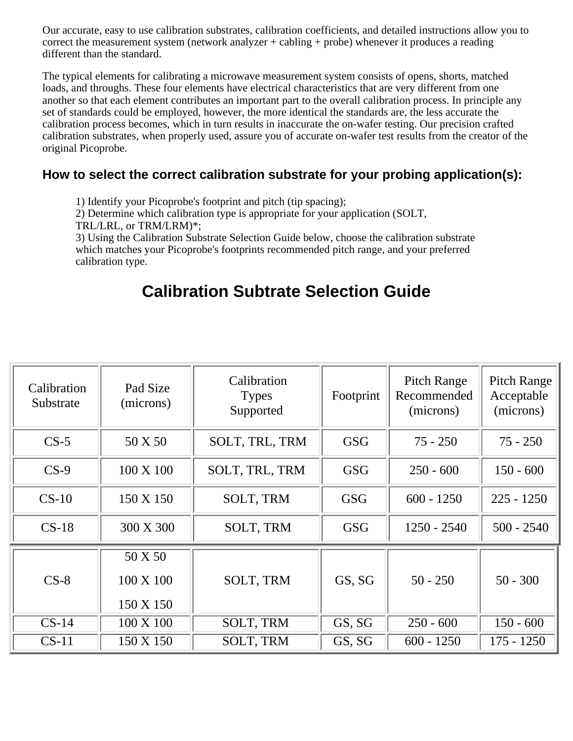Our accurate, easy to use calibration substrates, calibration coefficients, and detailed instructions allow you to correct the measurement system (network analyzer + cabling + probe) whenever it produces a reading different than the standard.

The typical elements for calibrating a microwave measurement system consists of opens, shorts, matched loads, and throughs. These four elements have electrical characteristics that are very different from one another so that each element contributes an important part to the overall calibration process. In principle any set of standards could be employed, however, the more identical the standards are, the less accurate the calibration process becomes, which in turn results in inaccurate the on-wafer testing. Our precision crafted calibration substrates, when properly used, assure you of accurate on-wafer test results from the creator of the original Picoprobe.

### How to select the correct calibration substrate for your probing application(s):

1) Identify your Picoprobe's footprint and pitch (tip spacing);
2) Determine which calibration type is appropriate for your application (SOLT, TRL/LRL, or TRM/LRM)*;
3) Using the Calibration Substrate Selection Guide below, choose the calibration substrate which matches your Picoprobe's footprints recommended pitch range, and your preferred calibration type.

## Calibration Subtrate Selection Guide

| Calibration Substrate | Pad Size (microns) | Calibration Types Supported | Footprint | Pitch Range Recommended (microns) | Pitch Range Acceptable (microns) |
|---|---|---|---|---|---|
| CS-5 | 50 X 50 | SOLT, TRL, TRM | GSG | 75 - 250 | 75 - 250 |
| CS-9 | 100 X 100 | SOLT, TRL, TRM | GSG | 250 - 600 | 150 - 600 |
| CS-10 | 150 X 150 | SOLT, TRM | GSG | 600 - 1250 | 225 - 1250 |
| CS-18 | 300 X 300 | SOLT, TRM | GSG | 1250 - 2540 | 500 - 2540 |
| CS-8 | 50 X 50<br>100 X 100<br>150 X 150 | SOLT, TRM | GS, SG | 50 - 250 | 50 - 300 |
| CS-14 | 100 X 100 | SOLT, TRM | GS, SG | 250 - 600 | 150 - 600 |
| CS-11 | 150 X 150 | SOLT, TRM | GS, SG | 600 - 1250 | 175 - 1250 |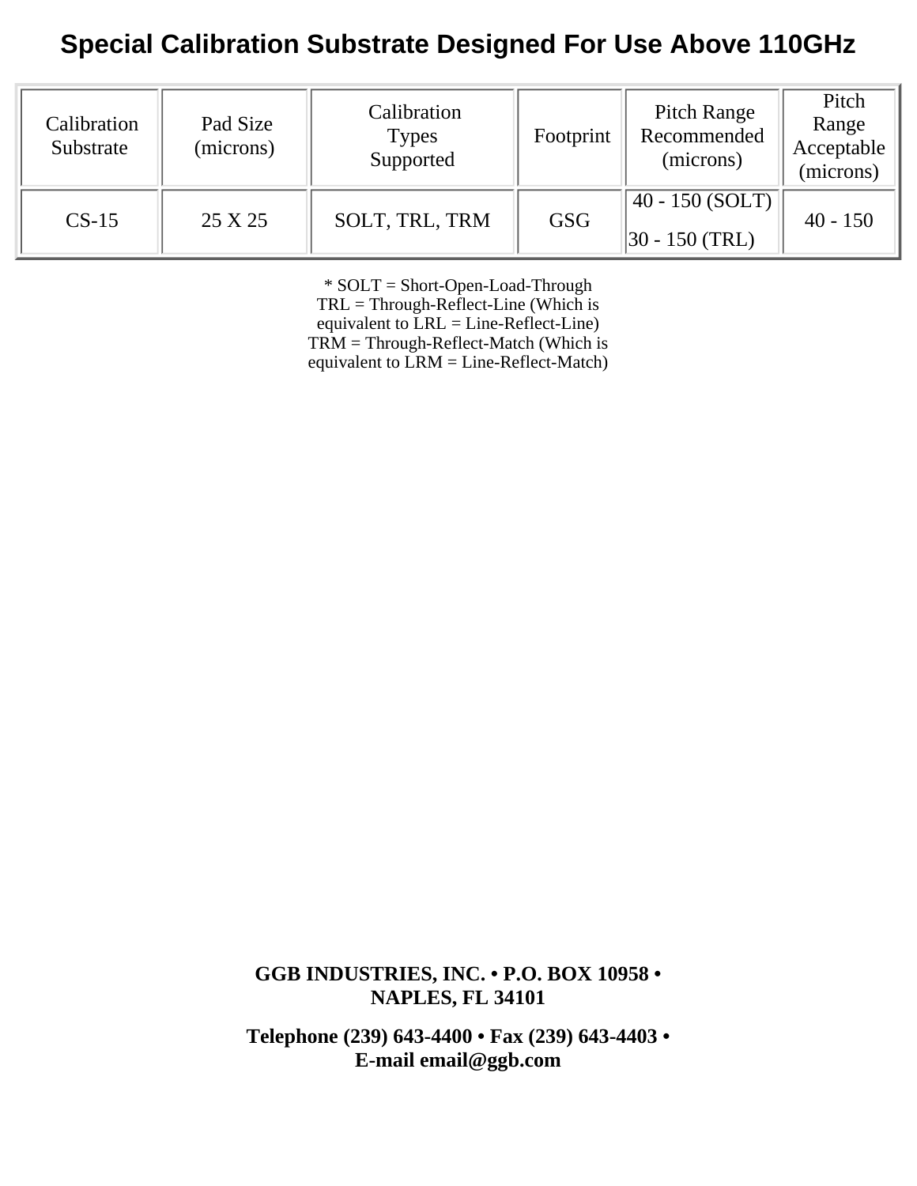# Special Calibration Substrate Designed For Use Above 110GHz

| Calibration Substrate | Pad Size (microns) | Calibration Types Supported | Footprint | Pitch Range Recommended (microns) | Pitch Range Acceptable (microns) |
|---|---|---|---|---|---|
| CS-15 | 25 X 25 | SOLT, TRL, TRM | GSG | 40 - 150 (SOLT)<br>30 - 150 (TRL) | 40 - 150 |

* SOLT = Short-Open-Load-Through
TRL = Through-Reflect-Line (Which is equivalent to LRL = Line-Reflect-Line)
TRM = Through-Reflect-Match (Which is equivalent to LRM = Line-Reflect-Match)

**GGB INDUSTRIES, INC. • P.O. BOX 10958 • NAPLES, FL 34101**

**Telephone (239) 643-4400 • Fax (239) 643-4403 • E-mail email@ggb.com**